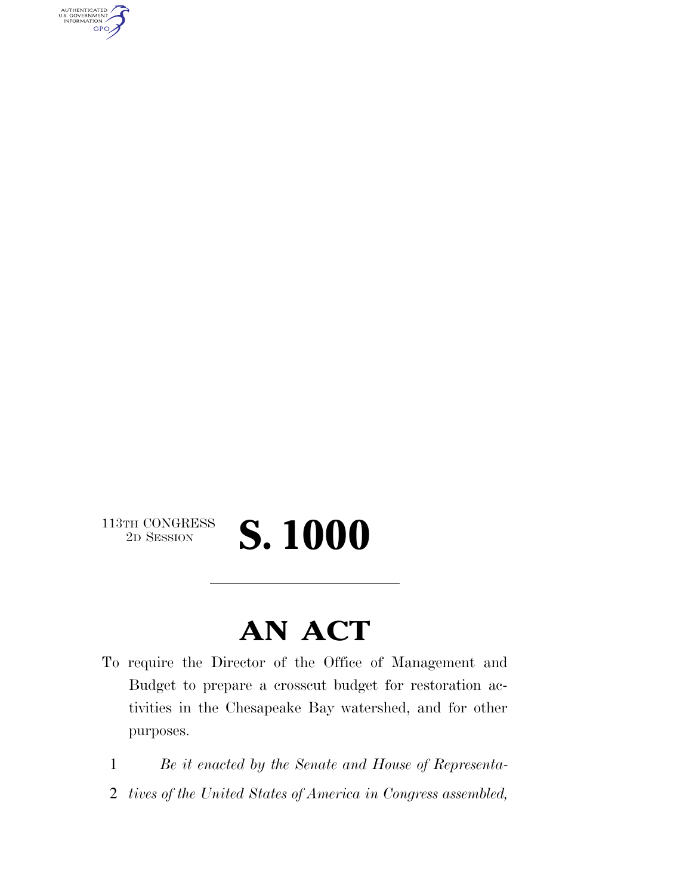113TH CONGRESS
2D SESSION

# S. 1000

---

# AN ACT

To require the Director of the Office of Management and Budget to prepare a crosscut budget for restoration activities in the Chesapeake Bay watershed, and for other purposes.

1 *Be it enacted by the Senate and House of Representa-*
2 *tives of the United States of America in Congress assembled,*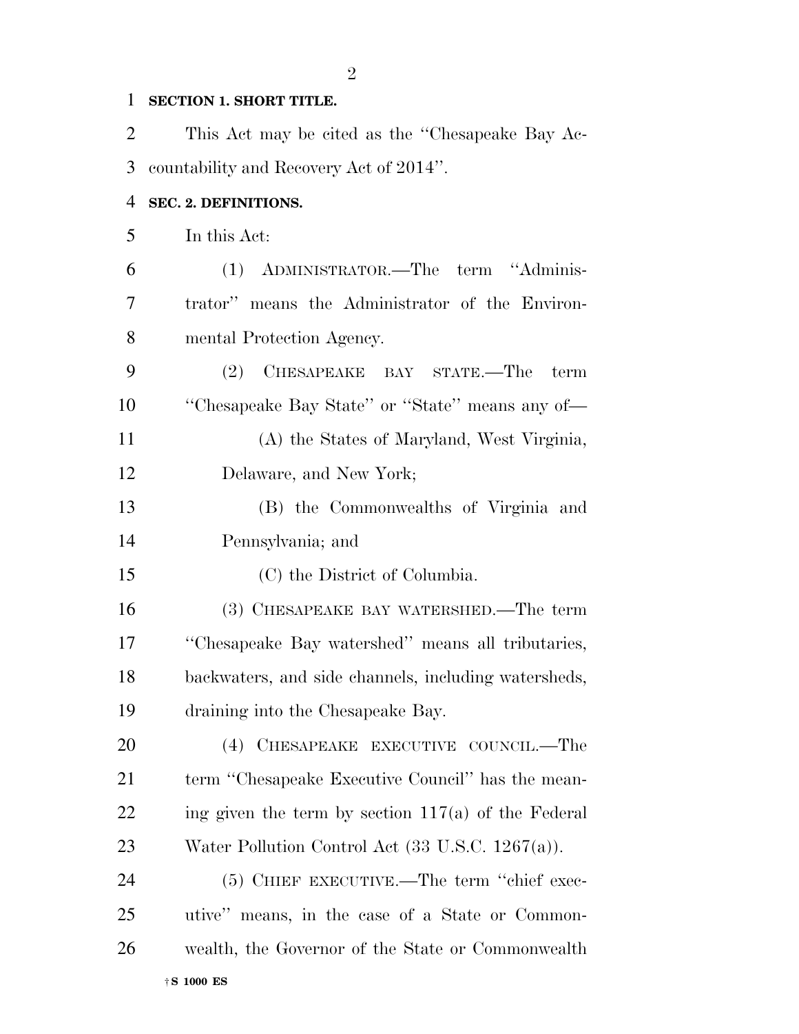**SECTION 1. SHORT TITLE.**

This Act may be cited as the "Chesapeake Bay Accountability and Recovery Act of 2014".

**SEC. 2. DEFINITIONS.**

In this Act:

(1) ADMINISTRATOR.—The term "Administrator" means the Administrator of the Environmental Protection Agency.

(2) CHESAPEAKE BAY STATE.—The term "Chesapeake Bay State" or "State" means any of—

(A) the States of Maryland, West Virginia, Delaware, and New York;

(B) the Commonwealths of Virginia and Pennsylvania; and

(C) the District of Columbia.

(3) CHESAPEAKE BAY WATERSHED.—The term "Chesapeake Bay watershed" means all tributaries, backwaters, and side channels, including watersheds, draining into the Chesapeake Bay.

(4) CHESAPEAKE EXECUTIVE COUNCIL.—The term "Chesapeake Executive Council" has the meaning given the term by section 117(a) of the Federal Water Pollution Control Act (33 U.S.C. 1267(a)).

(5) CHIEF EXECUTIVE.—The term "chief executive" means, in the case of a State or Commonwealth, the Governor of the State or Commonwealth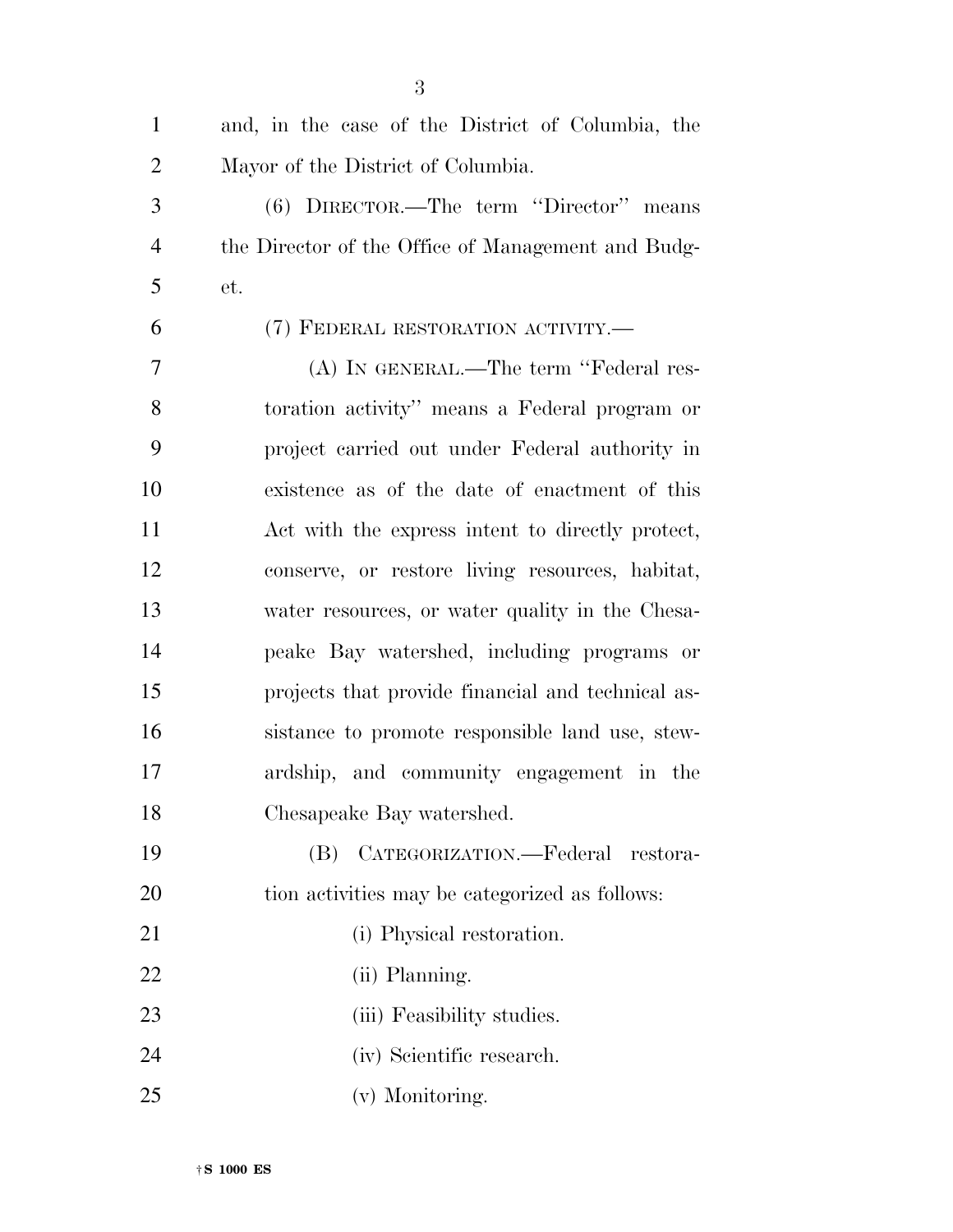and, in the case of the District of Columbia, the Mayor of the District of Columbia.

(6) DIRECTOR.—The term "Director" means the Director of the Office of Management and Budget.

(7) FEDERAL RESTORATION ACTIVITY.—

(A) IN GENERAL.—The term "Federal restoration activity" means a Federal program or project carried out under Federal authority in existence as of the date of enactment of this Act with the express intent to directly protect, conserve, or restore living resources, habitat, water resources, or water quality in the Chesapeake Bay watershed, including programs or projects that provide financial and technical assistance to promote responsible land use, stewardship, and community engagement in the Chesapeake Bay watershed.

(B) CATEGORIZATION.—Federal restoration activities may be categorized as follows:

(i) Physical restoration.

(ii) Planning.

(iii) Feasibility studies.

(iv) Scientific research.

(v) Monitoring.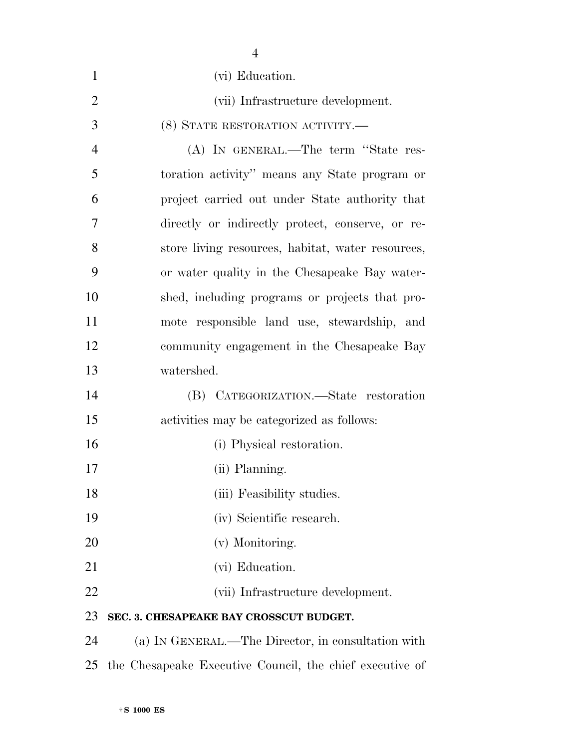(vi) Education.

(vii) Infrastructure development.

(8) STATE RESTORATION ACTIVITY.—

(A) IN GENERAL.—The term "State restoration activity" means any State program or project carried out under State authority that directly or indirectly protect, conserve, or restore living resources, habitat, water resources, or water quality in the Chesapeake Bay watershed, including programs or projects that promote responsible land use, stewardship, and community engagement in the Chesapeake Bay watershed.

(B) CATEGORIZATION.—State restoration activities may be categorized as follows:

(i) Physical restoration.

(ii) Planning.

(iii) Feasibility studies.

(iv) Scientific research.

(v) Monitoring.

(vi) Education.

(vii) Infrastructure development.

**SEC. 3. CHESAPEAKE BAY CROSSCUT BUDGET.**

(a) IN GENERAL.—The Director, in consultation with the Chesapeake Executive Council, the chief executive of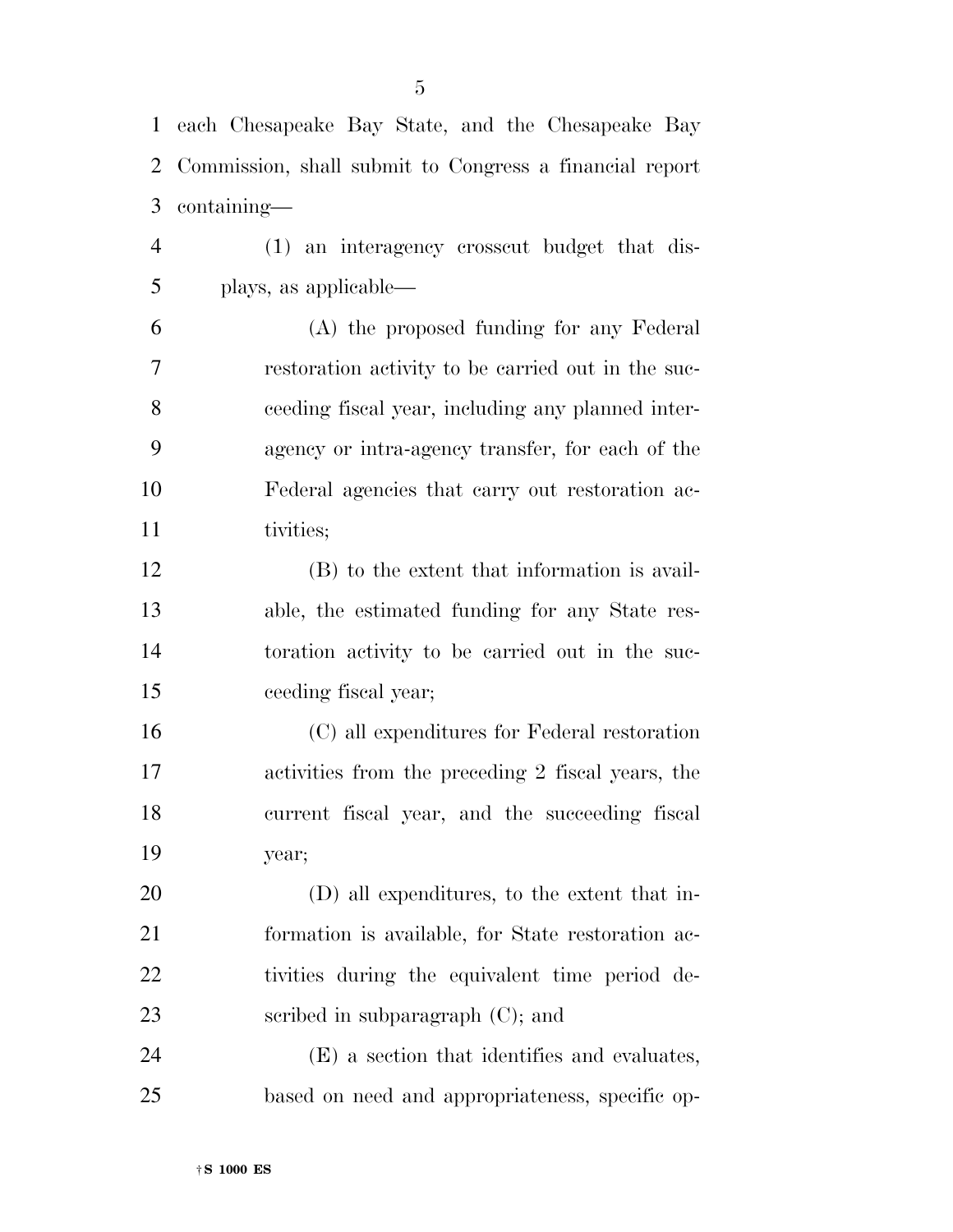each Chesapeake Bay State, and the Chesapeake Bay Commission, shall submit to Congress a financial report containing—

(1) an interagency crosscut budget that displays, as applicable—

(A) the proposed funding for any Federal restoration activity to be carried out in the succeeding fiscal year, including any planned interagency or intra-agency transfer, for each of the Federal agencies that carry out restoration activities;

(B) to the extent that information is available, the estimated funding for any State restoration activity to be carried out in the succeeding fiscal year;

(C) all expenditures for Federal restoration activities from the preceding 2 fiscal years, the current fiscal year, and the succeeding fiscal year;

(D) all expenditures, to the extent that information is available, for State restoration activities during the equivalent time period described in subparagraph (C); and

(E) a section that identifies and evaluates, based on need and appropriateness, specific op-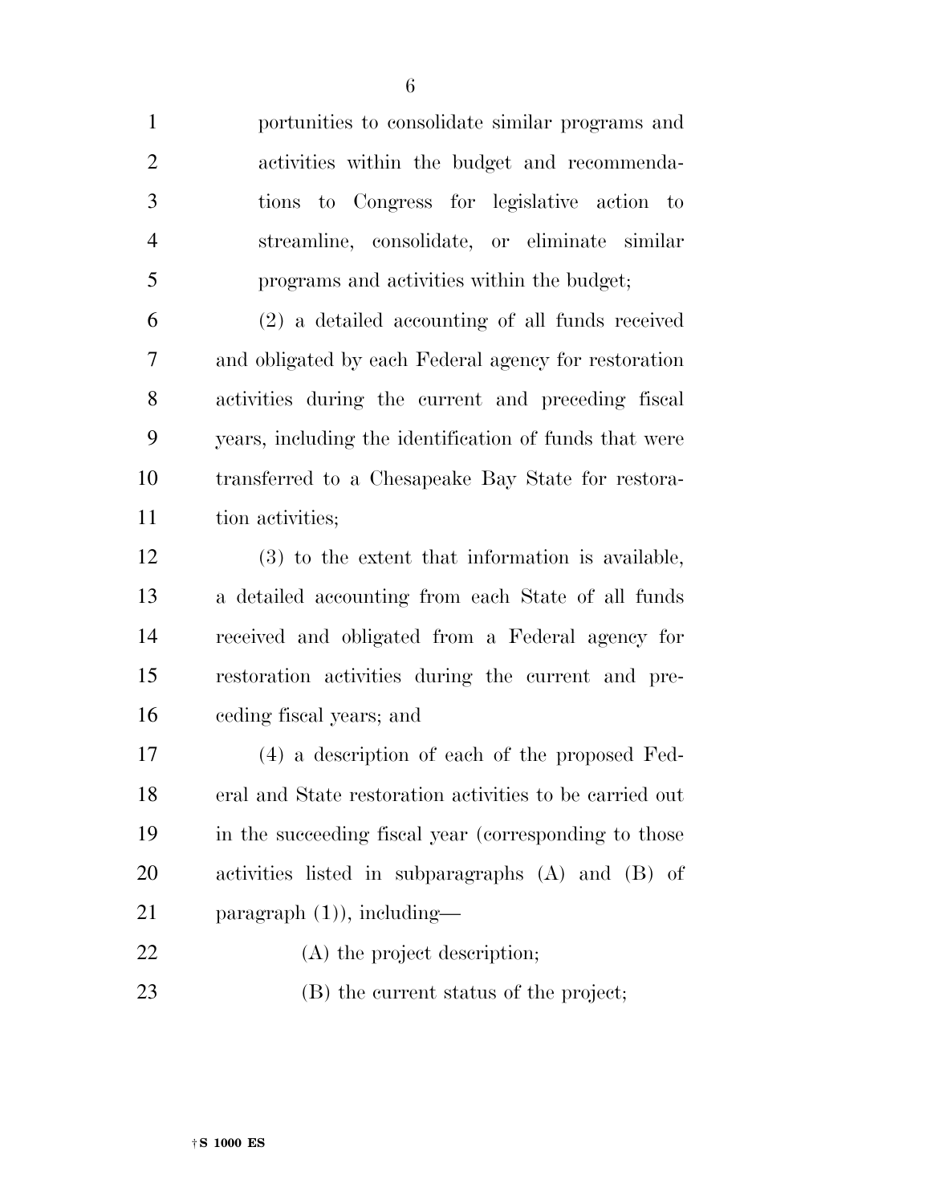portunities to consolidate similar programs and activities within the budget and recommendations to Congress for legislative action to streamline, consolidate, or eliminate similar programs and activities within the budget;

(2) a detailed accounting of all funds received and obligated by each Federal agency for restoration activities during the current and preceding fiscal years, including the identification of funds that were transferred to a Chesapeake Bay State for restoration activities;

(3) to the extent that information is available, a detailed accounting from each State of all funds received and obligated from a Federal agency for restoration activities during the current and preceding fiscal years; and

(4) a description of each of the proposed Federal and State restoration activities to be carried out in the succeeding fiscal year (corresponding to those activities listed in subparagraphs (A) and (B) of paragraph (1)), including—

(A) the project description;

(B) the current status of the project;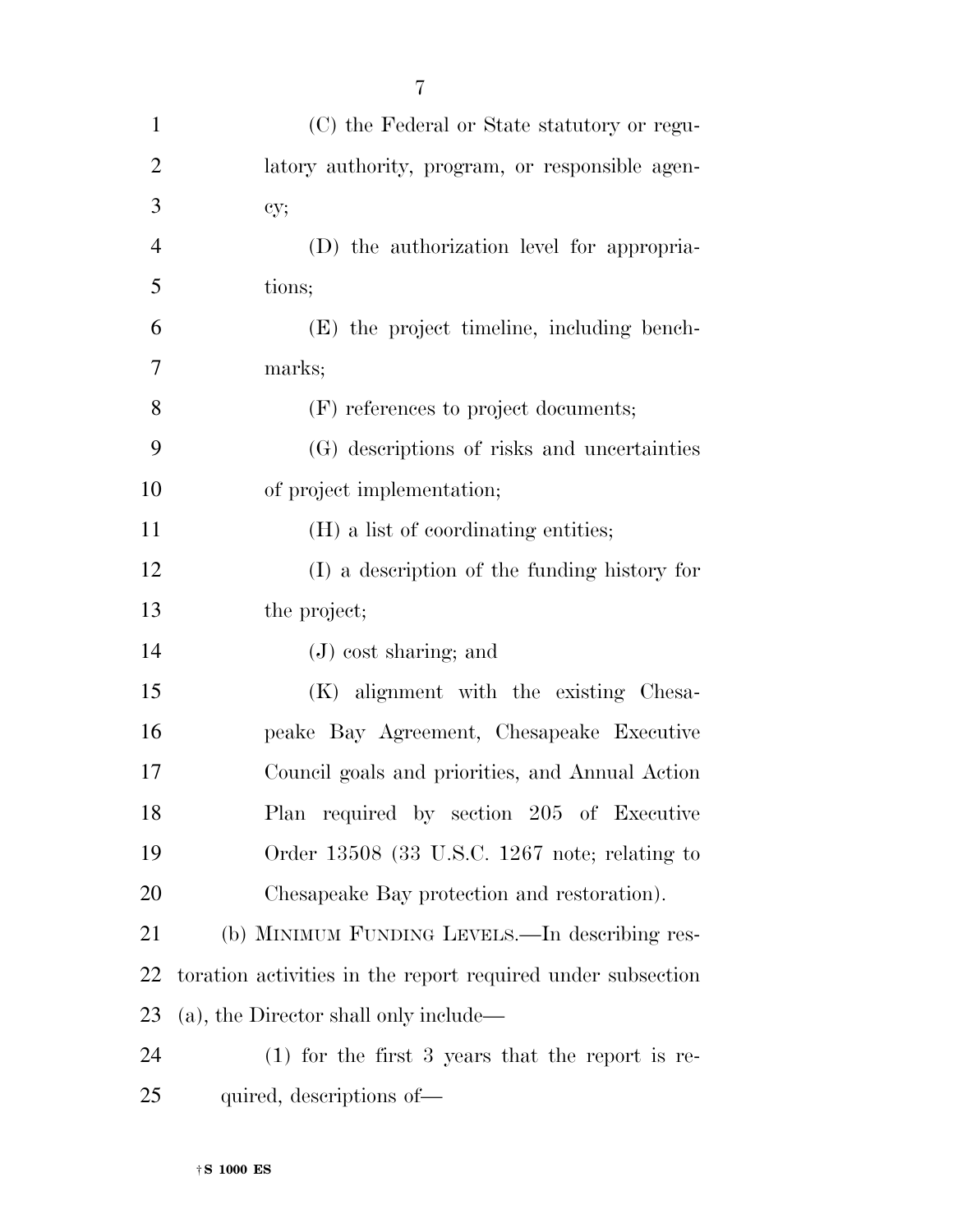(C) the Federal or State statutory or regulatory authority, program, or responsible agency;

(D) the authorization level for appropriations;

(E) the project timeline, including benchmarks;

(F) references to project documents;

(G) descriptions of risks and uncertainties of project implementation;

(H) a list of coordinating entities;

(I) a description of the funding history for the project;

(J) cost sharing; and

(K) alignment with the existing Chesapeake Bay Agreement, Chesapeake Executive Council goals and priorities, and Annual Action Plan required by section 205 of Executive Order 13508 (33 U.S.C. 1267 note; relating to Chesapeake Bay protection and restoration).

(b) MINIMUM FUNDING LEVELS.—In describing restoration activities in the report required under subsection (a), the Director shall only include—

(1) for the first 3 years that the report is required, descriptions of—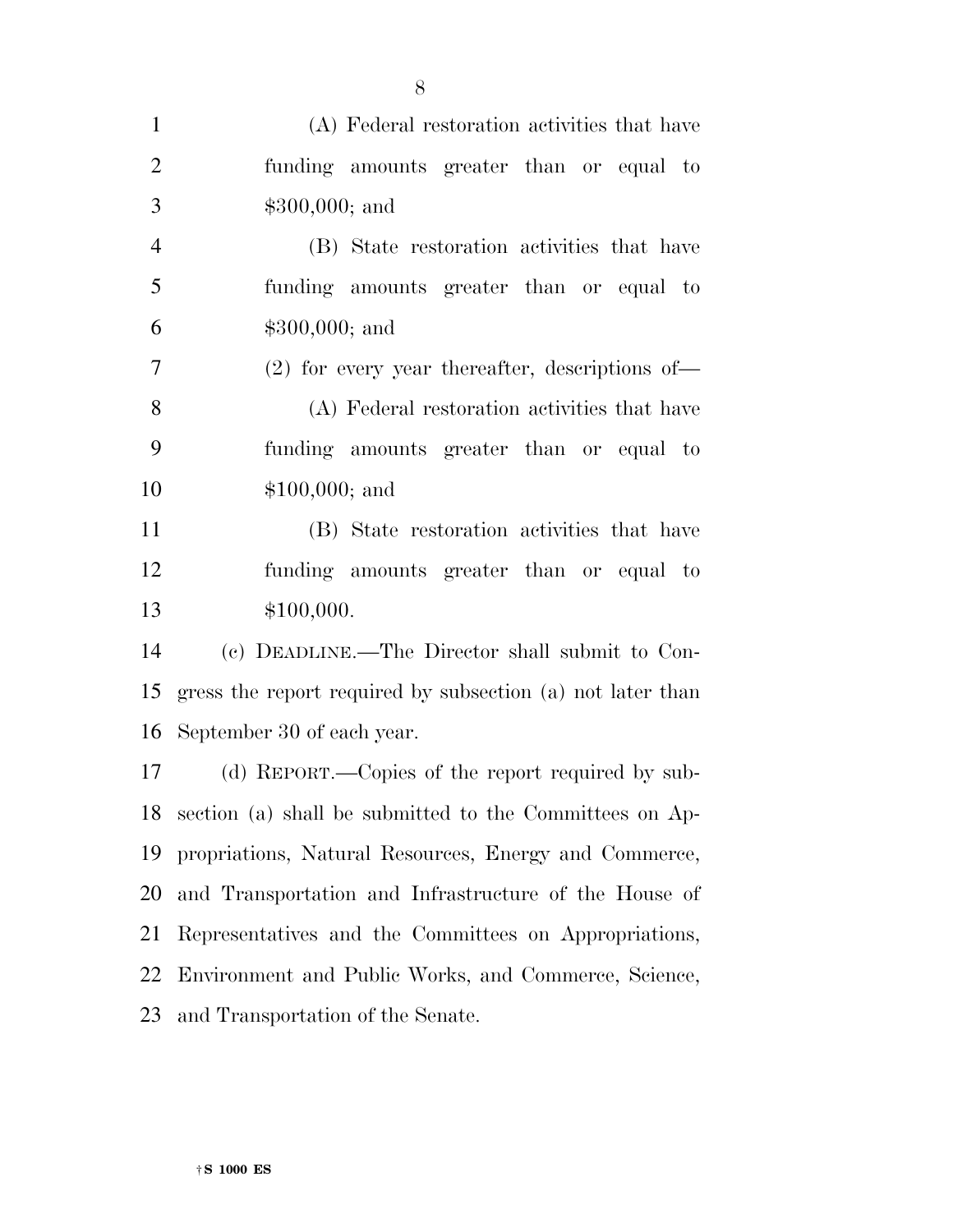(A) Federal restoration activities that have funding amounts greater than or equal to $300,000; and

(B) State restoration activities that have funding amounts greater than or equal to $300,000; and

(2) for every year thereafter, descriptions of—

(A) Federal restoration activities that have funding amounts greater than or equal to $100,000; and

(B) State restoration activities that have funding amounts greater than or equal to $100,000.

(c) DEADLINE.—The Director shall submit to Congress the report required by subsection (a) not later than September 30 of each year.

(d) REPORT.—Copies of the report required by subsection (a) shall be submitted to the Committees on Appropriations, Natural Resources, Energy and Commerce, and Transportation and Infrastructure of the House of Representatives and the Committees on Appropriations, Environment and Public Works, and Commerce, Science, and Transportation of the Senate.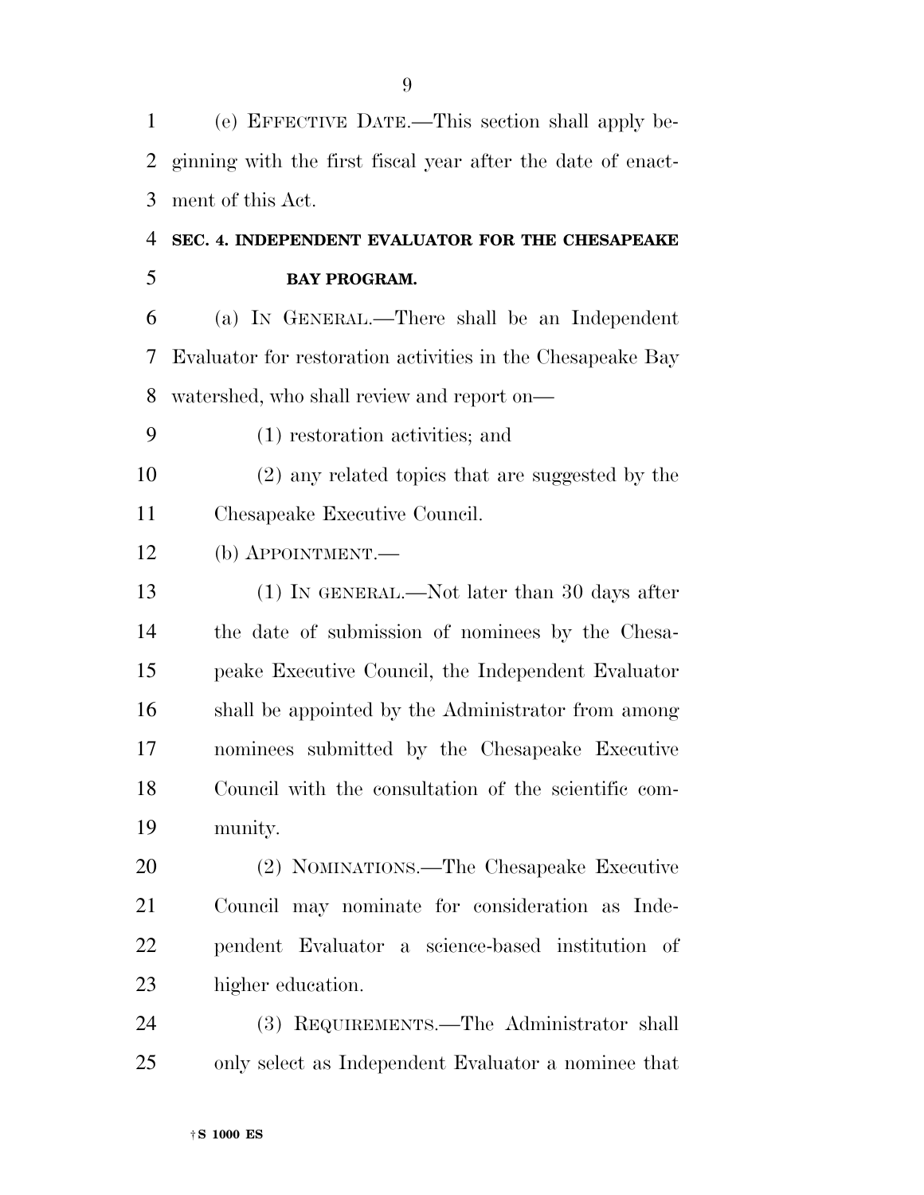(e) EFFECTIVE DATE.—This section shall apply beginning with the first fiscal year after the date of enactment of this Act.

**SEC. 4. INDEPENDENT EVALUATOR FOR THE CHESAPEAKE BAY PROGRAM.**

(a) IN GENERAL.—There shall be an Independent Evaluator for restoration activities in the Chesapeake Bay watershed, who shall review and report on—

(1) restoration activities; and

(2) any related topics that are suggested by the Chesapeake Executive Council.

(b) APPOINTMENT.—

(1) IN GENERAL.—Not later than 30 days after the date of submission of nominees by the Chesapeake Executive Council, the Independent Evaluator shall be appointed by the Administrator from among nominees submitted by the Chesapeake Executive Council with the consultation of the scientific community.

(2) NOMINATIONS.—The Chesapeake Executive Council may nominate for consideration as Independent Evaluator a science-based institution of higher education.

(3) REQUIREMENTS.—The Administrator shall only select as Independent Evaluator a nominee that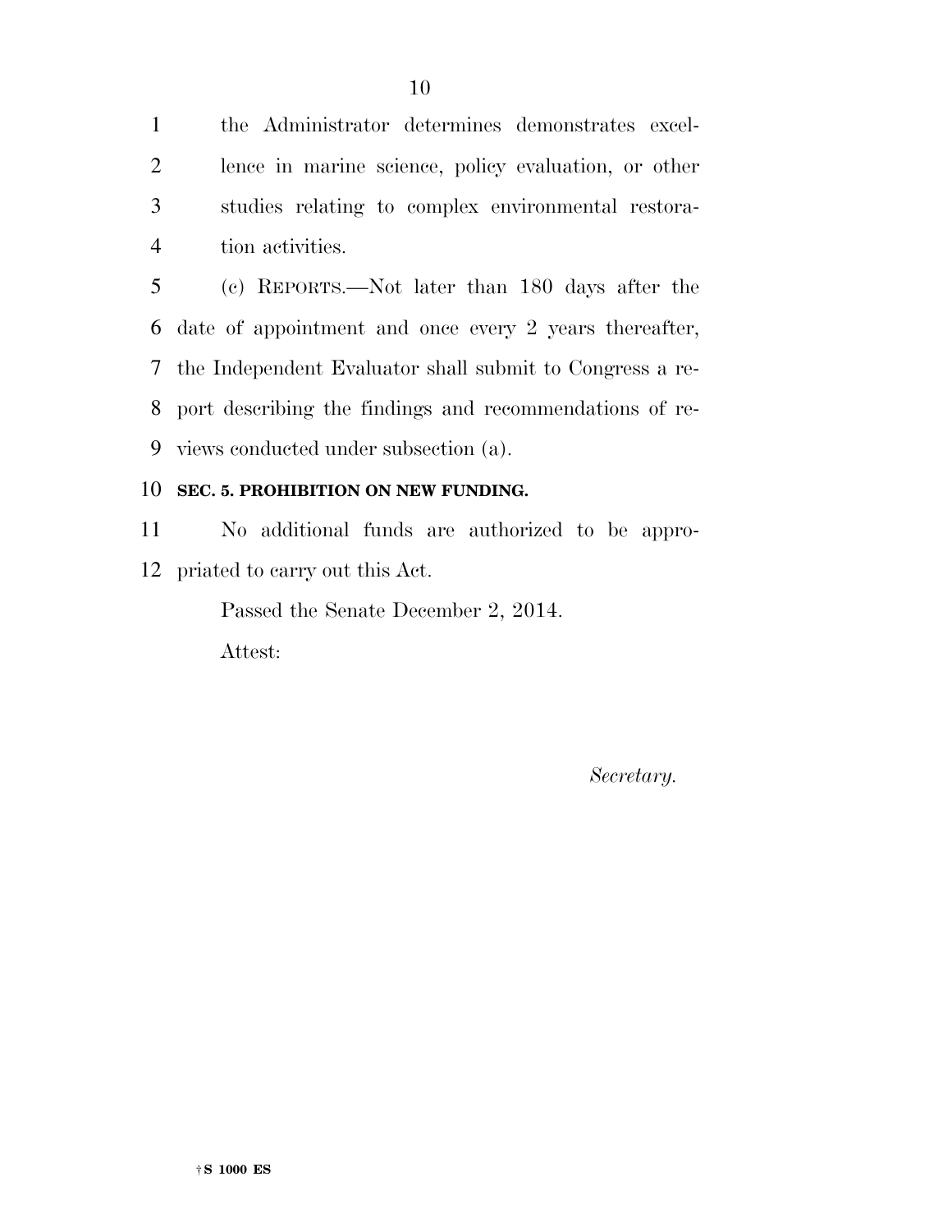the Administrator determines demonstrates excellence in marine science, policy evaluation, or other studies relating to complex environmental restoration activities.

(c) REPORTS.—Not later than 180 days after the date of appointment and once every 2 years thereafter, the Independent Evaluator shall submit to Congress a report describing the findings and recommendations of reviews conducted under subsection (a).

**SEC. 5. PROHIBITION ON NEW FUNDING.**

No additional funds are authorized to be appropriated to carry out this Act.

Passed the Senate December 2, 2014.

Attest:

*Secretary.*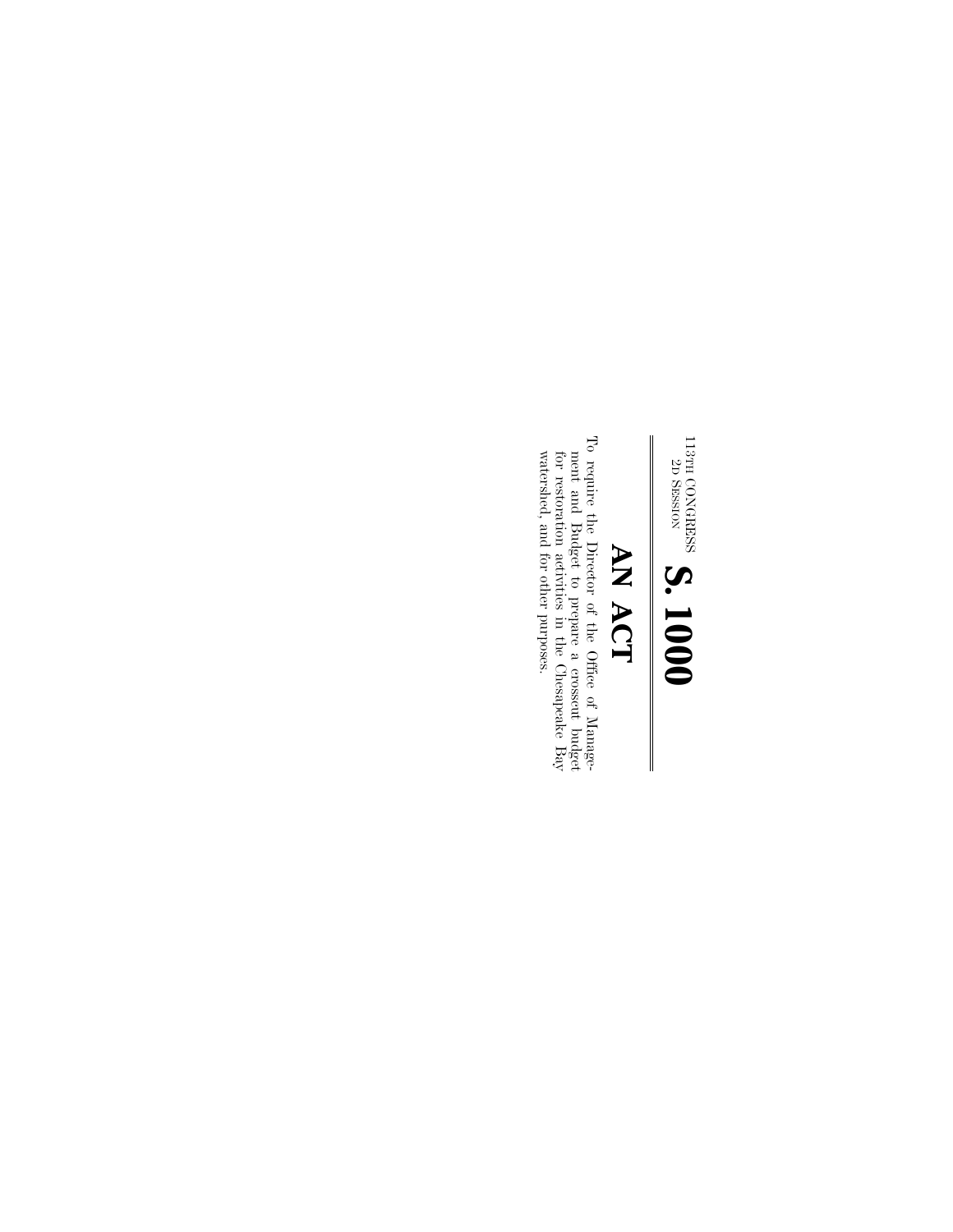113TH CONGRESS
2D SESSION

# S. 1000

# AN ACT

To require the Director of the Office of Management and Budget to prepare a crosscut budget for restoration activities in the Chesapeake Bay watershed, and for other purposes.